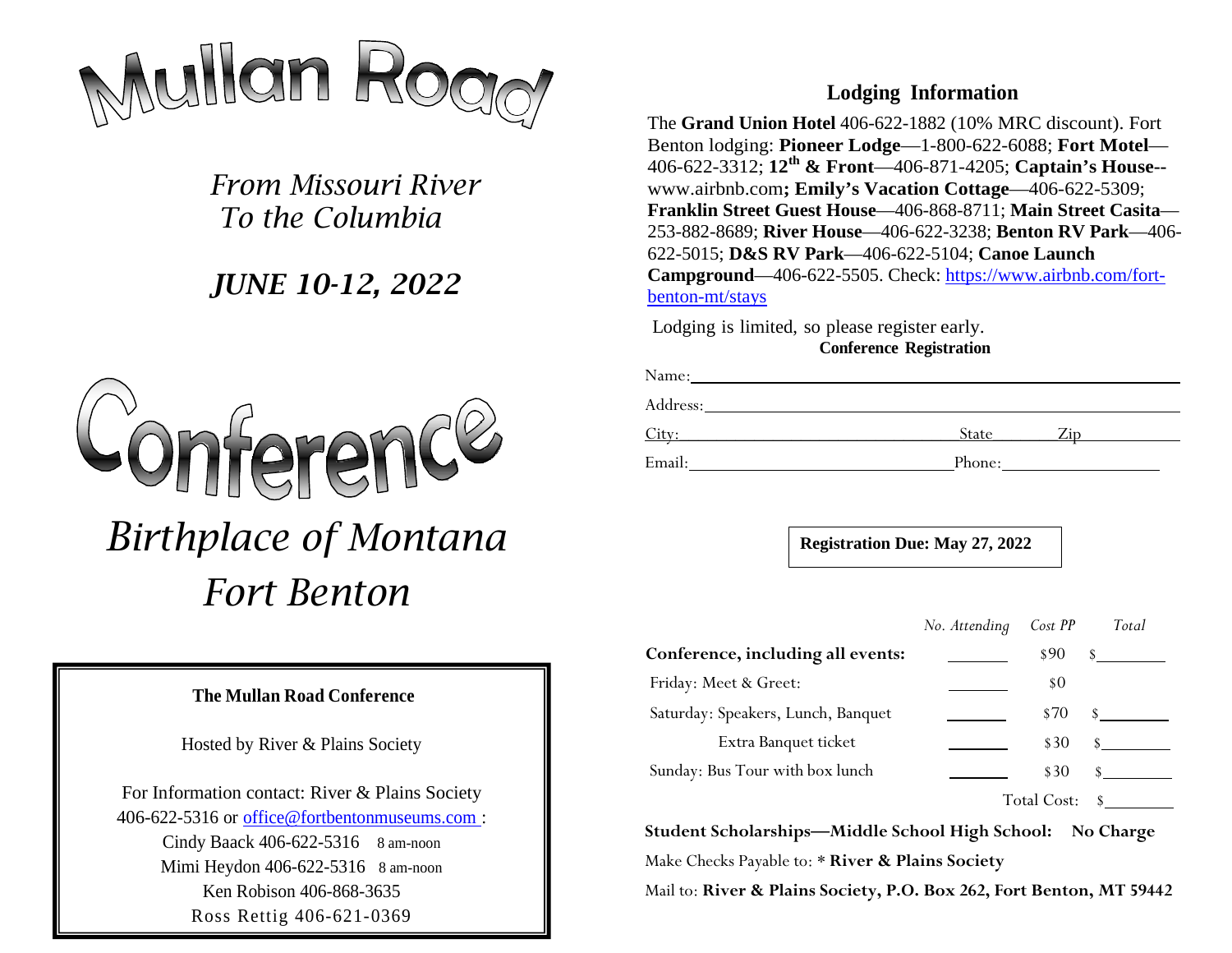# Mullan Road

*From Missouri River*
*To the Columbia*

***JUNE 10-12, 2022***

# Conference

*Birthplace of Montana*
*Fort Benton*

**The Mullan Road Conference**

Hosted by River & Plains Society

For Information contact: River & Plains Society
406-622-5316 or office@fortbentonmuseums.com :
Cindy Baack 406-622-5316 8 am-noon
Mimi Heydon 406-622-5316 8 am-noon
Ken Robison 406-868-3635
Ross Rettig 406-621-0369

## Lodging Information

The **Grand Union Hotel** 406-622-1882 (10% MRC discount). Fort Benton lodging: **Pioneer Lodge**—1-800-622-6088; **Fort Motel**—406-622-3312; **12th & Front**—406-871-4205; **Captain's House--** www.airbnb.com**; Emily's Vacation Cottage**—406-622-5309; **Franklin Street Guest House**—406-868-8711; **Main Street Casita**—253-882-8689; **River House**—406-622-3238; **Benton RV Park**—406-622-5015; **D&S RV Park**—406-622-5104; **Canoe Launch Campground**—406-622-5505. Check: https://www.airbnb.com/fort-benton-mt/stays

Lodging is limited, so please register early.

**Conference Registration**

Name: ____________________

Address: ____________________

City: ____________________ State ______ Zip ______

Email: ____________________ Phone: ____________________

**Registration Due: May 27, 2022**

| | *No. Attending* | *Cost PP* | *Total* |
|---|---|---|---|
| **Conference, including all events:** | _______ | $90 | $_______ |
| Friday: Meet & Greet: | _______ | $0 | |
| Saturday: Speakers, Lunch, Banquet | _______ | $70 | $_______ |
| Extra Banquet ticket | _______ | $30 | $_______ |
| Sunday: Bus Tour with box lunch | _______ | $30 | $_______ |
| | | Total Cost: | $_______ |

**Student Scholarships—Middle School High School: No Charge**

Make Checks Payable to: * **River & Plains Society**

Mail to: **River & Plains Society, P.O. Box 262, Fort Benton, MT 59442**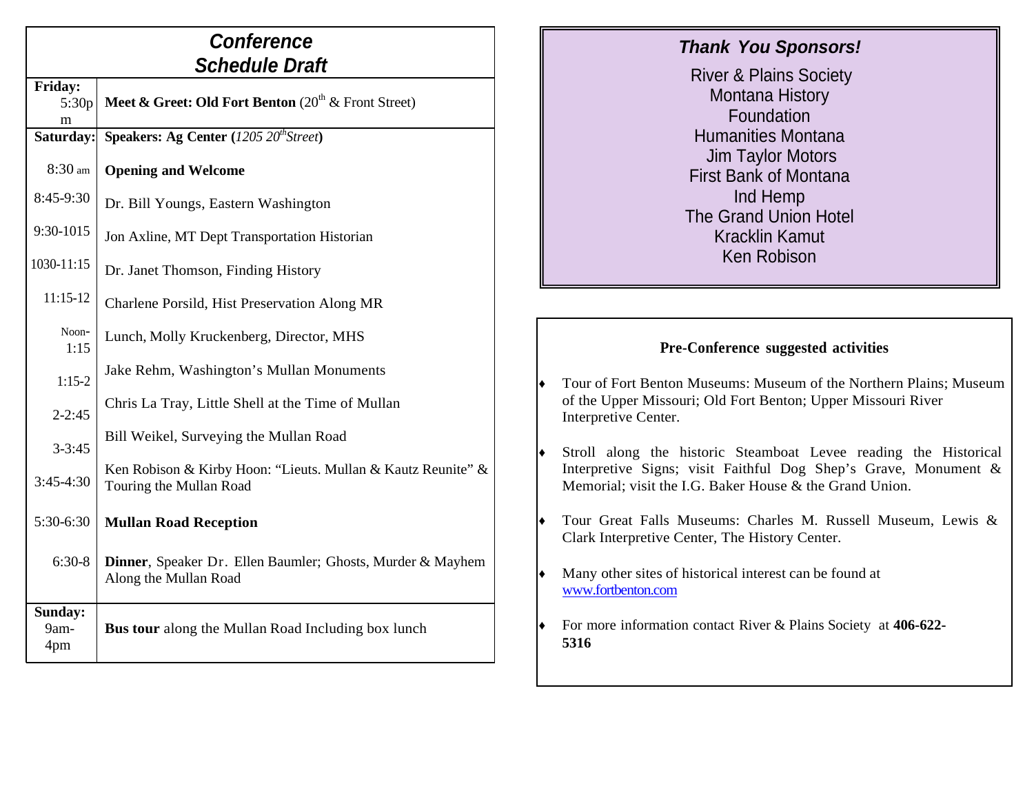## Conference Schedule Draft

| | |
|---|---|
| **Friday:** 5:30pm | **Meet & Greet: Old Fort Benton** (20th & Front Street) |
| **Saturday:** | **Speakers: Ag Center (***1205 20thStreet***)** |
| 8:30 am | **Opening and Welcome** |
| 8:45-9:30 | Dr. Bill Youngs, Eastern Washington |
| 9:30-1015 | Jon Axline, MT Dept Transportation Historian |
| 1030-11:15 | Dr. Janet Thomson, Finding History |
| 11:15-12 | Charlene Porsild, Hist Preservation Along MR |
| Noon-1:15 | Lunch, Molly Kruckenberg, Director, MHS |
| 1:15-2 | Jake Rehm, Washington's Mullan Monuments |
| 2-2:45 | Chris La Tray, Little Shell at the Time of Mullan |
| 3-3:45 | Bill Weikel, Surveying the Mullan Road |
| 3:45-4:30 | Ken Robison & Kirby Hoon: "Lieuts. Mullan & Kautz Reunite" & Touring the Mullan Road |
| 5:30-6:30 | **Mullan Road Reception** |
| 6:30-8 | **Dinner**, Speaker Dr. Ellen Baumler; Ghosts, Murder & Mayhem Along the Mullan Road |
| **Sunday:** 9am-4pm | **Bus tour** along the Mullan Road Including box lunch |

## *Thank You Sponsors!*

River & Plains Society
Montana History Foundation
Humanities Montana
Jim Taylor Motors
First Bank of Montana
Ind Hemp
The Grand Union Hotel
Kracklin Kamut
Ken Robison

### Pre-Conference suggested activities

- Tour of Fort Benton Museums: Museum of the Northern Plains; Museum of the Upper Missouri; Old Fort Benton; Upper Missouri River Interpretive Center.
- Stroll along the historic Steamboat Levee reading the Historical Interpretive Signs; visit Faithful Dog Shep's Grave, Monument & Memorial; visit the I.G. Baker House & the Grand Union.
- Tour Great Falls Museums: Charles M. Russell Museum, Lewis & Clark Interpretive Center, The History Center.
- Many other sites of historical interest can be found at www.fortbenton.com
- For more information contact River & Plains Society at **406-622-5316**